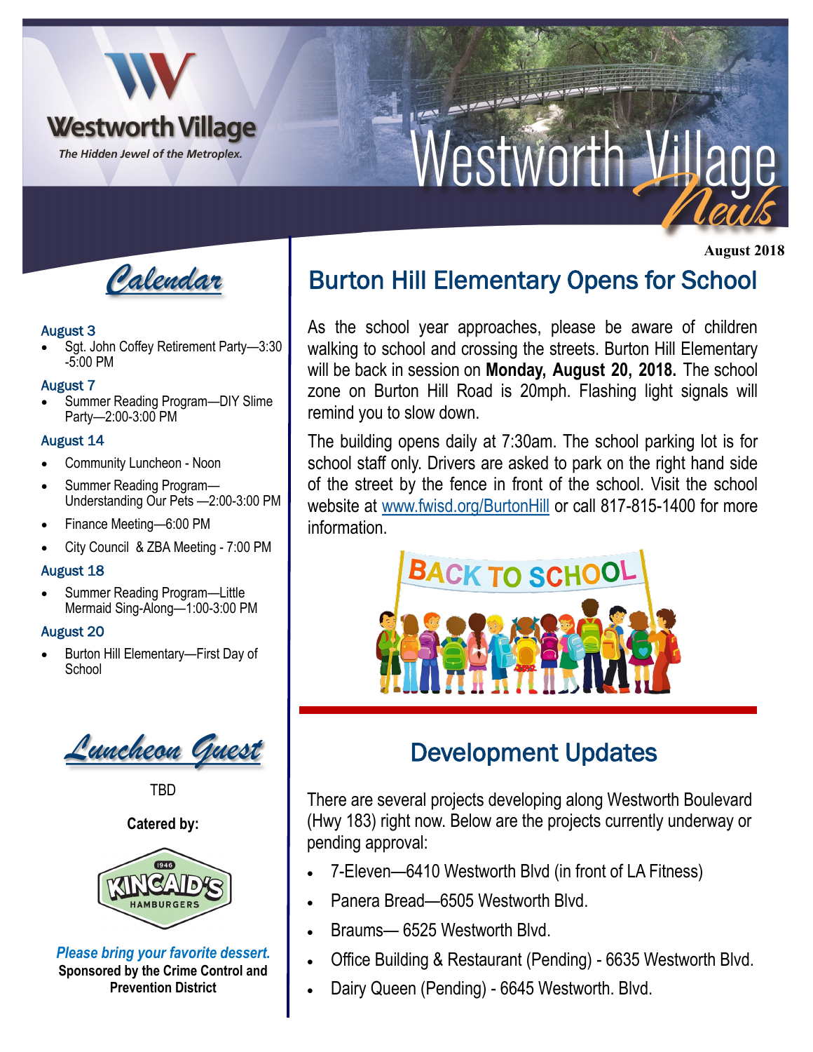# Westworth Village News

Westworth Village — *The Hidden Jewel of the Metroplex.*

August 2018

## Calendar

**August 3**

- Sgt. John Coffey Retirement Party—3:30 -5:00 PM

**August 7**

- Summer Reading Program—DIY Slime Party—2:00-3:00 PM

**August 14**

- Community Luncheon - Noon
- Summer Reading Program—Understanding Our Pets —2:00-3:00 PM
- Finance Meeting—6:00 PM
- City Council & ZBA Meeting - 7:00 PM

**August 18**

- Summer Reading Program—Little Mermaid Sing-Along—1:00-3:00 PM

**August 20**

- Burton Hill Elementary—First Day of School

## Luncheon Guest

TBD

**Catered by:**

KINCAID'S HAMBURGERS 1946

***Please bring your favorite dessert.***

**Sponsored by the Crime Control and Prevention District**

## Burton Hill Elementary Opens for School

As the school year approaches, please be aware of children walking to school and crossing the streets. Burton Hill Elementary will be back in session on **Monday, August 20, 2018.** The school zone on Burton Hill Road is 20mph. Flashing light signals will remind you to slow down.

The building opens daily at 7:30am. The school parking lot is for school staff only. Drivers are asked to park on the right hand side of the street by the fence in front of the school. Visit the school website at www.fwisd.org/BurtonHill or call 817-815-1400 for more information.

## Development Updates

There are several projects developing along Westworth Boulevard (Hwy 183) right now. Below are the projects currently underway or pending approval:

- 7-Eleven—6410 Westworth Blvd (in front of LA Fitness)
- Panera Bread—6505 Westworth Blvd.
- Braums— 6525 Westworth Blvd.
- Office Building & Restaurant (Pending) - 6635 Westworth Blvd.
- Dairy Queen (Pending) - 6645 Westworth. Blvd.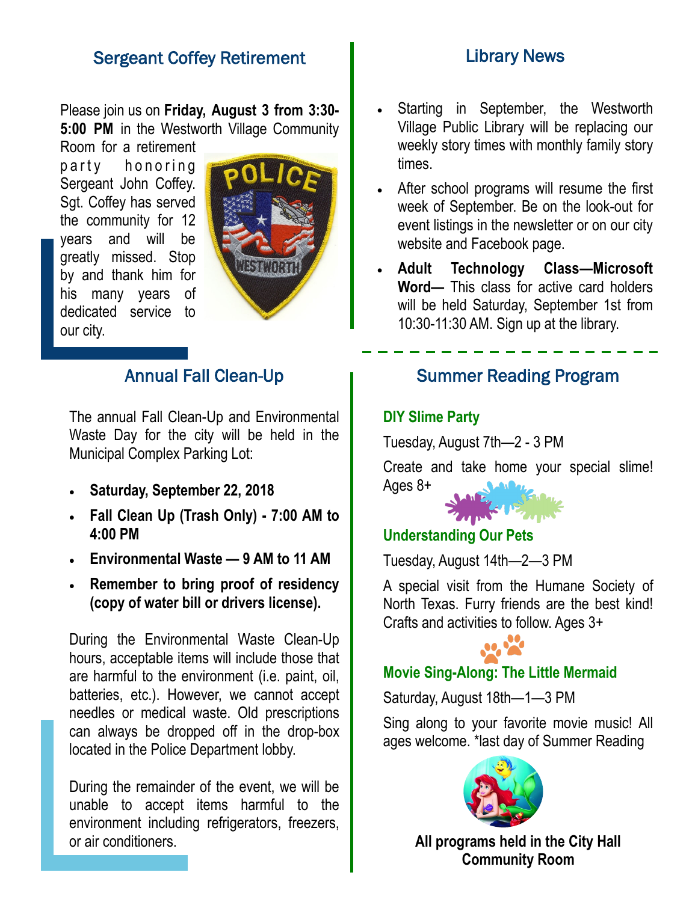## Sergeant Coffey Retirement

Please join us on **Friday, August 3 from 3:30-5:00 PM** in the Westworth Village Community Room for a retirement party honoring Sergeant John Coffey. Sgt. Coffey has served the community for 12 years and will be greatly missed. Stop by and thank him for his many years of dedicated service to our city.

## Annual Fall Clean-Up

The annual Fall Clean-Up and Environmental Waste Day for the city will be held in the Municipal Complex Parking Lot:

- **Saturday, September 22, 2018**
- **Fall Clean Up (Trash Only) - 7:00 AM to 4:00 PM**
- **Environmental Waste — 9 AM to 11 AM**
- **Remember to bring proof of residency (copy of water bill or drivers license).**

During the Environmental Waste Clean-Up hours, acceptable items will include those that are harmful to the environment (i.e. paint, oil, batteries, etc.). However, we cannot accept needles or medical waste. Old prescriptions can always be dropped off in the drop-box located in the Police Department lobby.

During the remainder of the event, we will be unable to accept items harmful to the environment including refrigerators, freezers, or air conditioners.

## Library News

- Starting in September, the Westworth Village Public Library will be replacing our weekly story times with monthly family story times.
- After school programs will resume the first week of September. Be on the look-out for event listings in the newsletter or on our city website and Facebook page.
- **Adult Technology Class—Microsoft Word—** This class for active card holders will be held Saturday, September 1st from 10:30-11:30 AM. Sign up at the library.

## Summer Reading Program

### DIY Slime Party

Tuesday, August 7th—2 - 3 PM

Create and take home your special slime! Ages 8+

### Understanding Our Pets

Tuesday, August 14th—2—3 PM

A special visit from the Humane Society of North Texas. Furry friends are the best kind! Crafts and activities to follow. Ages 3+

### Movie Sing-Along: The Little Mermaid

Saturday, August 18th—1—3 PM

Sing along to your favorite movie music! All ages welcome. *last day of Summer Reading

**All programs held in the City Hall Community Room**